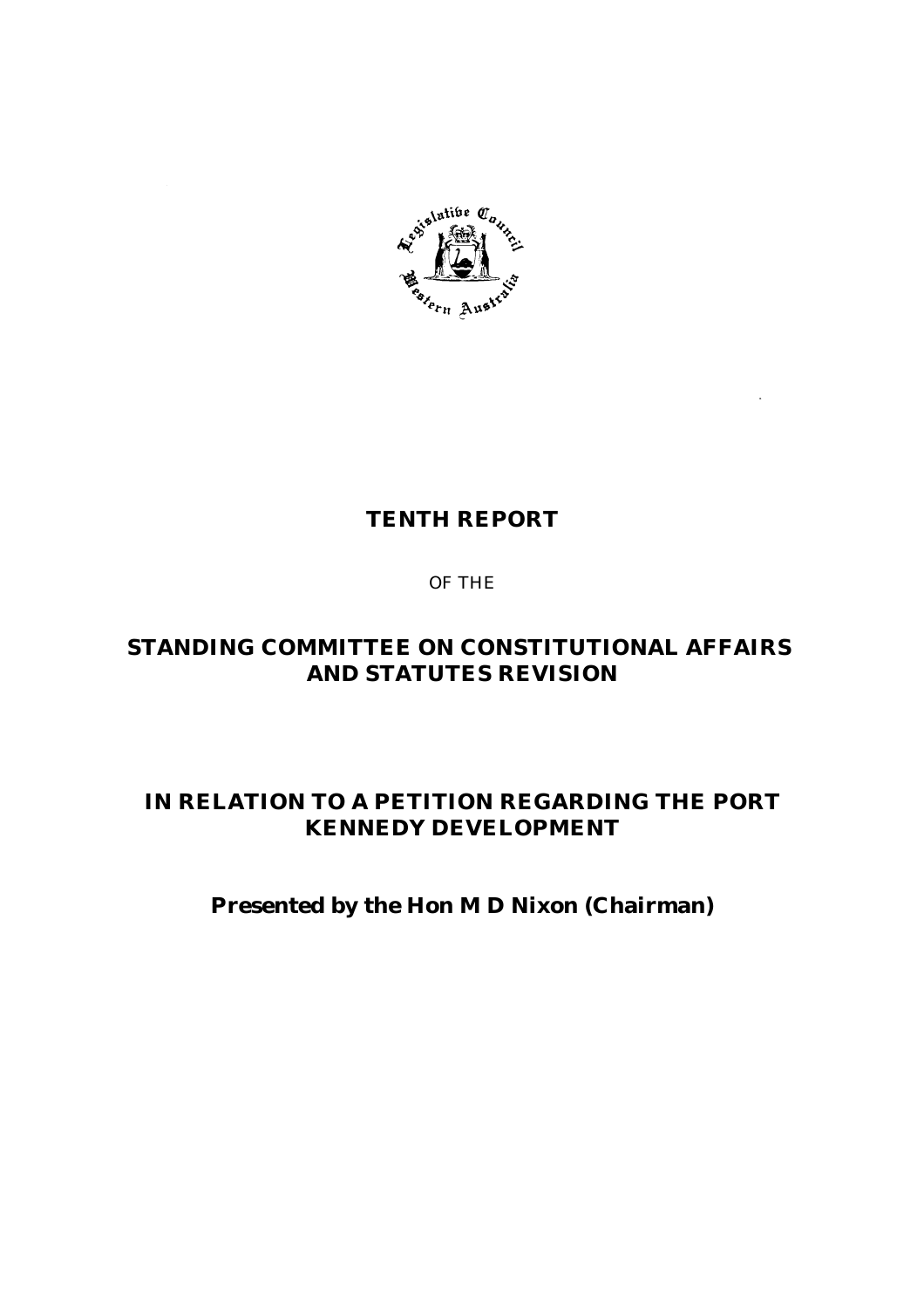# TENTH REPORT

OF THE

# STANDING COMMITTEE ON CONSTITUTIONAL AFFAIRS AND STATUTES REVISION

# IN RELATION TO A PETITION REGARDING THE PORT KENNEDY DEVELOPMENT

**Presented by the Hon M D Nixon (Chairman)**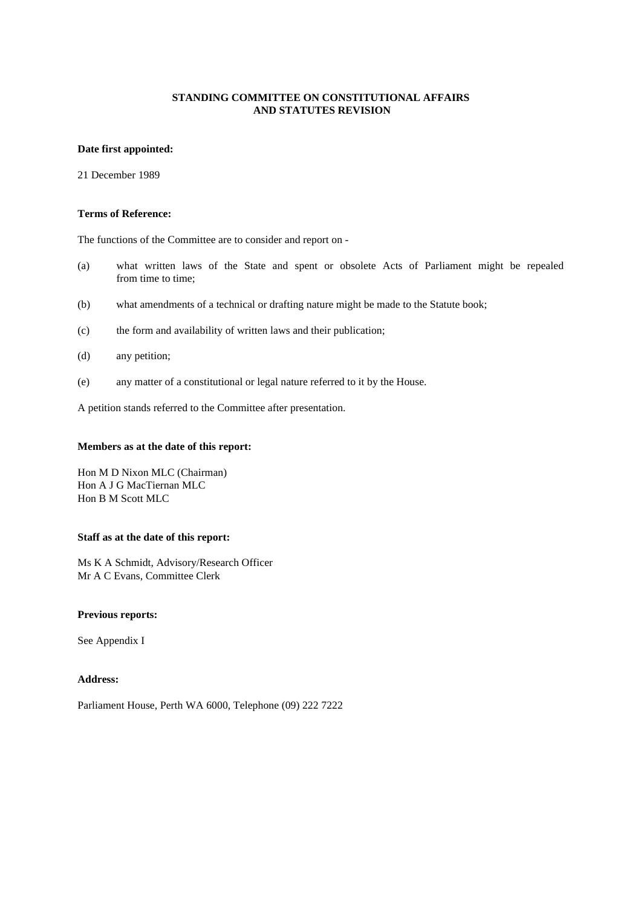**STANDING COMMITTEE ON CONSTITUTIONAL AFFAIRS AND STATUTES REVISION**

**Date first appointed:**

21 December 1989

**Terms of Reference:**

The functions of the Committee are to consider and report on -

(a) what written laws of the State and spent or obsolete Acts of Parliament might be repealed from time to time;

(b) what amendments of a technical or drafting nature might be made to the Statute book;

(c) the form and availability of written laws and their publication;

(d) any petition;

(e) any matter of a constitutional or legal nature referred to it by the House.

A petition stands referred to the Committee after presentation.

**Members as at the date of this report:**

Hon M D Nixon MLC (Chairman)
Hon A J G MacTiernan MLC
Hon B M Scott MLC

**Staff as at the date of this report:**

Ms K A Schmidt, Advisory/Research Officer
Mr A C Evans, Committee Clerk

**Previous reports:**

See Appendix I

**Address:**

Parliament House, Perth WA 6000, Telephone (09) 222 7222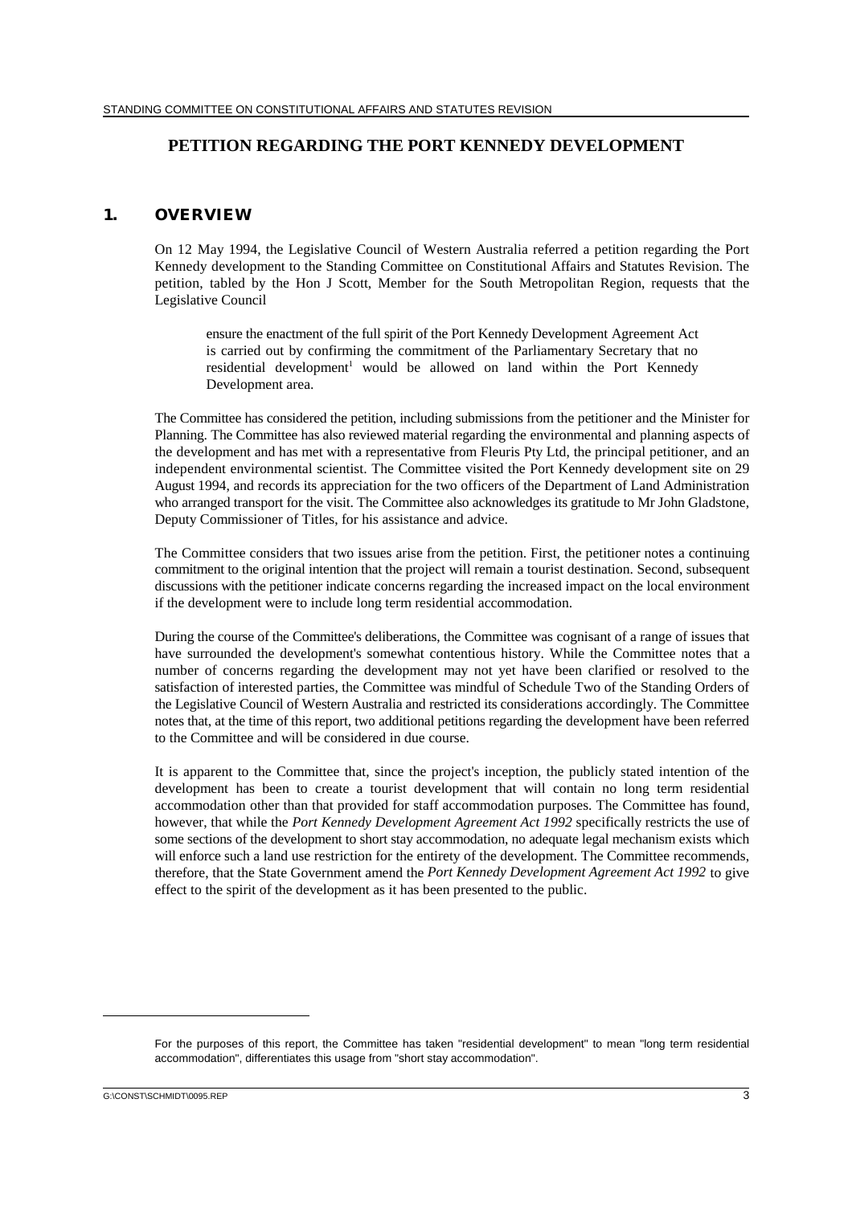# PETITION REGARDING THE PORT KENNEDY DEVELOPMENT

## 1. OVERVIEW

On 12 May 1994, the Legislative Council of Western Australia referred a petition regarding the Port Kennedy development to the Standing Committee on Constitutional Affairs and Statutes Revision. The petition, tabled by the Hon J Scott, Member for the South Metropolitan Region, requests that the Legislative Council

> ensure the enactment of the full spirit of the Port Kennedy Development Agreement Act is carried out by confirming the commitment of the Parliamentary Secretary that no residential development[1] would be allowed on land within the Port Kennedy Development area.

The Committee has considered the petition, including submissions from the petitioner and the Minister for Planning. The Committee has also reviewed material regarding the environmental and planning aspects of the development and has met with a representative from Fleuris Pty Ltd, the principal petitioner, and an independent environmental scientist. The Committee visited the Port Kennedy development site on 29 August 1994, and records its appreciation for the two officers of the Department of Land Administration who arranged transport for the visit. The Committee also acknowledges its gratitude to Mr John Gladstone, Deputy Commissioner of Titles, for his assistance and advice.

The Committee considers that two issues arise from the petition. First, the petitioner notes a continuing commitment to the original intention that the project will remain a tourist destination. Second, subsequent discussions with the petitioner indicate concerns regarding the increased impact on the local environment if the development were to include long term residential accommodation.

During the course of the Committee's deliberations, the Committee was cognisant of a range of issues that have surrounded the development's somewhat contentious history. While the Committee notes that a number of concerns regarding the development may not yet have been clarified or resolved to the satisfaction of interested parties, the Committee was mindful of Schedule Two of the Standing Orders of the Legislative Council of Western Australia and restricted its considerations accordingly. The Committee notes that, at the time of this report, two additional petitions regarding the development have been referred to the Committee and will be considered in due course.

It is apparent to the Committee that, since the project's inception, the publicly stated intention of the development has been to create a tourist development that will contain no long term residential accommodation other than that provided for staff accommodation purposes. The Committee has found, however, that while the *Port Kennedy Development Agreement Act 1992* specifically restricts the use of some sections of the development to short stay accommodation, no adequate legal mechanism exists which will enforce such a land use restriction for the entirety of the development. The Committee recommends, therefore, that the State Government amend the *Port Kennedy Development Agreement Act 1992* to give effect to the spirit of the development as it has been presented to the public.

---

[1] For the purposes of this report, the Committee has taken "residential development" to mean "long term residential accommodation", differentiates this usage from "short stay accommodation".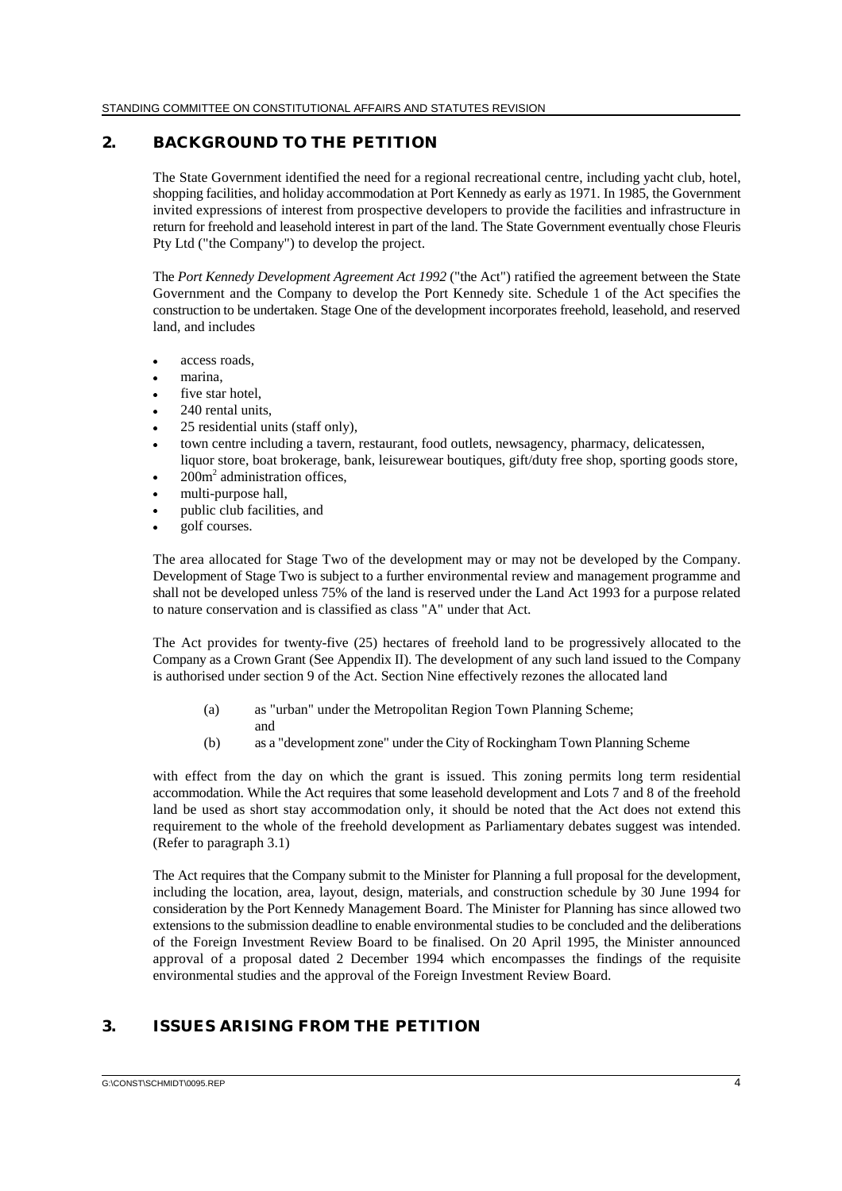## 2. BACKGROUND TO THE PETITION

The State Government identified the need for a regional recreational centre, including yacht club, hotel, shopping facilities, and holiday accommodation at Port Kennedy as early as 1971. In 1985, the Government invited expressions of interest from prospective developers to provide the facilities and infrastructure in return for freehold and leasehold interest in part of the land. The State Government eventually chose Fleuris Pty Ltd ("the Company") to develop the project.

The *Port Kennedy Development Agreement Act 1992* ("the Act") ratified the agreement between the State Government and the Company to develop the Port Kennedy site. Schedule 1 of the Act specifies the construction to be undertaken. Stage One of the development incorporates freehold, leasehold, and reserved land, and includes

- access roads,
- marina,
- five star hotel,
- 240 rental units,
- 25 residential units (staff only),
- town centre including a tavern, restaurant, food outlets, newsagency, pharmacy, delicatessen, liquor store, boat brokerage, bank, leisurewear boutiques, gift/duty free shop, sporting goods store,
- $200m^2$ administration offices,
- multi-purpose hall,
- public club facilities, and
- golf courses.

The area allocated for Stage Two of the development may or may not be developed by the Company. Development of Stage Two is subject to a further environmental review and management programme and shall not be developed unless 75% of the land is reserved under the Land Act 1993 for a purpose related to nature conservation and is classified as class "A" under that Act.

The Act provides for twenty-five (25) hectares of freehold land to be progressively allocated to the Company as a Crown Grant (See Appendix II). The development of any such land issued to the Company is authorised under section 9 of the Act. Section Nine effectively rezones the allocated land

(a) as "urban" under the Metropolitan Region Town Planning Scheme; and

(b) as a "development zone" under the City of Rockingham Town Planning Scheme

with effect from the day on which the grant is issued. This zoning permits long term residential accommodation. While the Act requires that some leasehold development and Lots 7 and 8 of the freehold land be used as short stay accommodation only, it should be noted that the Act does not extend this requirement to the whole of the freehold development as Parliamentary debates suggest was intended. (Refer to paragraph 3.1)

The Act requires that the Company submit to the Minister for Planning a full proposal for the development, including the location, area, layout, design, materials, and construction schedule by 30 June 1994 for consideration by the Port Kennedy Management Board. The Minister for Planning has since allowed two extensions to the submission deadline to enable environmental studies to be concluded and the deliberations of the Foreign Investment Review Board to be finalised. On 20 April 1995, the Minister announced approval of a proposal dated 2 December 1994 which encompasses the findings of the requisite environmental studies and the approval of the Foreign Investment Review Board.

## 3. ISSUES ARISING FROM THE PETITION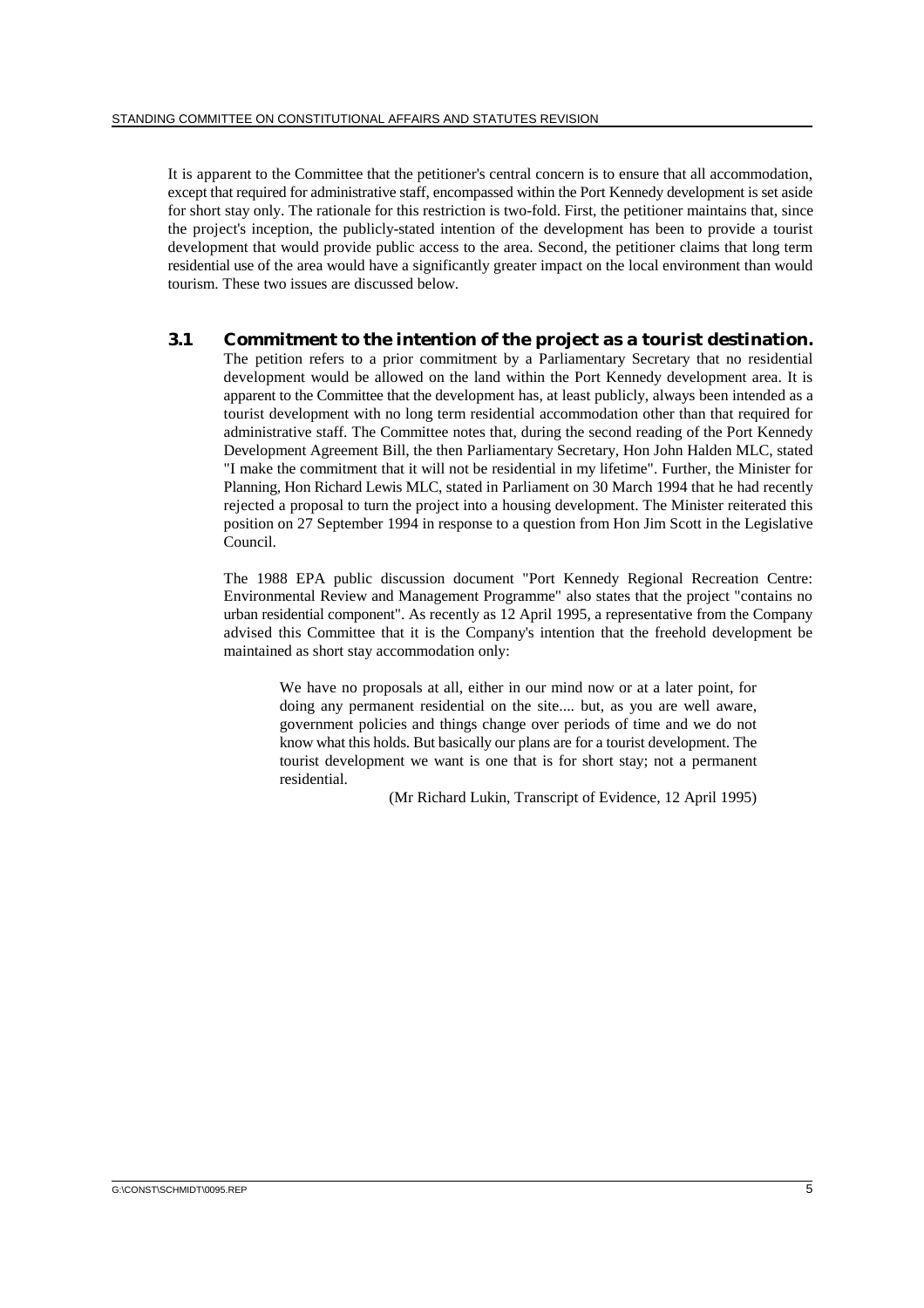It is apparent to the Committee that the petitioner's central concern is to ensure that all accommodation, except that required for administrative staff, encompassed within the Port Kennedy development is set aside for short stay only. The rationale for this restriction is two-fold. First, the petitioner maintains that, since the project's inception, the publicly-stated intention of the development has been to provide a tourist development that would provide public access to the area. Second, the petitioner claims that long term residential use of the area would have a significantly greater impact on the local environment than would tourism. These two issues are discussed below.

## 3.1 Commitment to the intention of the project as a tourist destination.

The petition refers to a prior commitment by a Parliamentary Secretary that no residential development would be allowed on the land within the Port Kennedy development area. It is apparent to the Committee that the development has, at least publicly, always been intended as a tourist development with no long term residential accommodation other than that required for administrative staff. The Committee notes that, during the second reading of the Port Kennedy Development Agreement Bill, the then Parliamentary Secretary, Hon John Halden MLC, stated "I make the commitment that it will not be residential in my lifetime". Further, the Minister for Planning, Hon Richard Lewis MLC, stated in Parliament on 30 March 1994 that he had recently rejected a proposal to turn the project into a housing development. The Minister reiterated this position on 27 September 1994 in response to a question from Hon Jim Scott in the Legislative Council.

The 1988 EPA public discussion document "Port Kennedy Regional Recreation Centre: Environmental Review and Management Programme" also states that the project "contains no urban residential component". As recently as 12 April 1995, a representative from the Company advised this Committee that it is the Company's intention that the freehold development be maintained as short stay accommodation only:

> We have no proposals at all, either in our mind now or at a later point, for doing any permanent residential on the site.... but, as you are well aware, government policies and things change over periods of time and we do not know what this holds. But basically our plans are for a tourist development. The tourist development we want is one that is for short stay; not a permanent residential.
>
> (Mr Richard Lukin, Transcript of Evidence, 12 April 1995)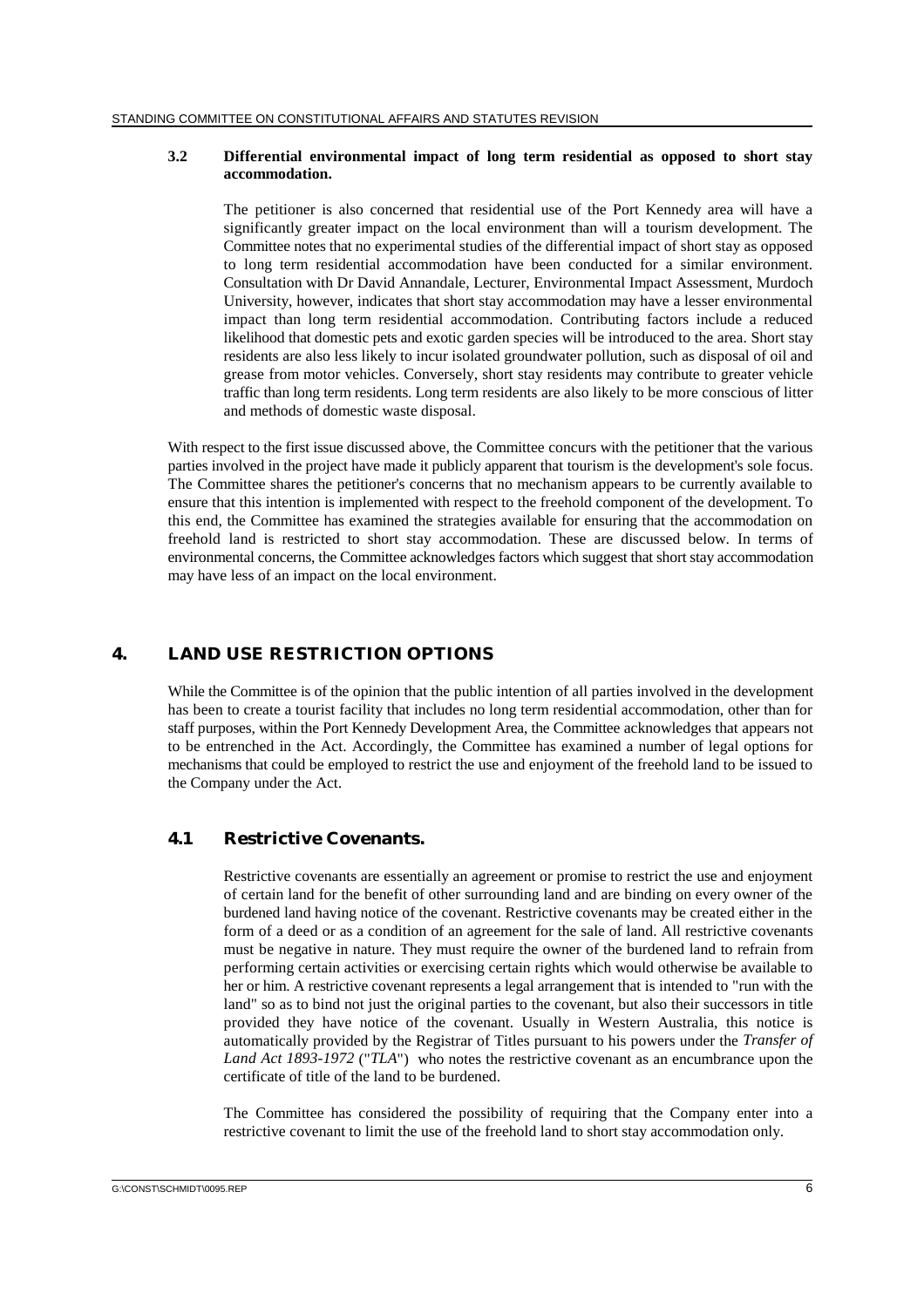### 3.2 Differential environmental impact of long term residential as opposed to short stay accommodation.

The petitioner is also concerned that residential use of the Port Kennedy area will have a significantly greater impact on the local environment than will a tourism development. The Committee notes that no experimental studies of the differential impact of short stay as opposed to long term residential accommodation have been conducted for a similar environment. Consultation with Dr David Annandale, Lecturer, Environmental Impact Assessment, Murdoch University, however, indicates that short stay accommodation may have a lesser environmental impact than long term residential accommodation. Contributing factors include a reduced likelihood that domestic pets and exotic garden species will be introduced to the area. Short stay residents are also less likely to incur isolated groundwater pollution, such as disposal of oil and grease from motor vehicles. Conversely, short stay residents may contribute to greater vehicle traffic than long term residents. Long term residents are also likely to be more conscious of litter and methods of domestic waste disposal.

With respect to the first issue discussed above, the Committee concurs with the petitioner that the various parties involved in the project have made it publicly apparent that tourism is the development's sole focus. The Committee shares the petitioner's concerns that no mechanism appears to be currently available to ensure that this intention is implemented with respect to the freehold component of the development. To this end, the Committee has examined the strategies available for ensuring that the accommodation on freehold land is restricted to short stay accommodation. These are discussed below. In terms of environmental concerns, the Committee acknowledges factors which suggest that short stay accommodation may have less of an impact on the local environment.

## 4. LAND USE RESTRICTION OPTIONS

While the Committee is of the opinion that the public intention of all parties involved in the development has been to create a tourist facility that includes no long term residential accommodation, other than for staff purposes, within the Port Kennedy Development Area, the Committee acknowledges that appears not to be entrenched in the Act. Accordingly, the Committee has examined a number of legal options for mechanisms that could be employed to restrict the use and enjoyment of the freehold land to be issued to the Company under the Act.

### 4.1 Restrictive Covenants.

Restrictive covenants are essentially an agreement or promise to restrict the use and enjoyment of certain land for the benefit of other surrounding land and are binding on every owner of the burdened land having notice of the covenant. Restrictive covenants may be created either in the form of a deed or as a condition of an agreement for the sale of land. All restrictive covenants must be negative in nature. They must require the owner of the burdened land to refrain from performing certain activities or exercising certain rights which would otherwise be available to her or him. A restrictive covenant represents a legal arrangement that is intended to "run with the land" so as to bind not just the original parties to the covenant, but also their successors in title provided they have notice of the covenant. Usually in Western Australia, this notice is automatically provided by the Registrar of Titles pursuant to his powers under the *Transfer of Land Act 1893-1972* ("*TLA*") who notes the restrictive covenant as an encumbrance upon the certificate of title of the land to be burdened.

The Committee has considered the possibility of requiring that the Company enter into a restrictive covenant to limit the use of the freehold land to short stay accommodation only.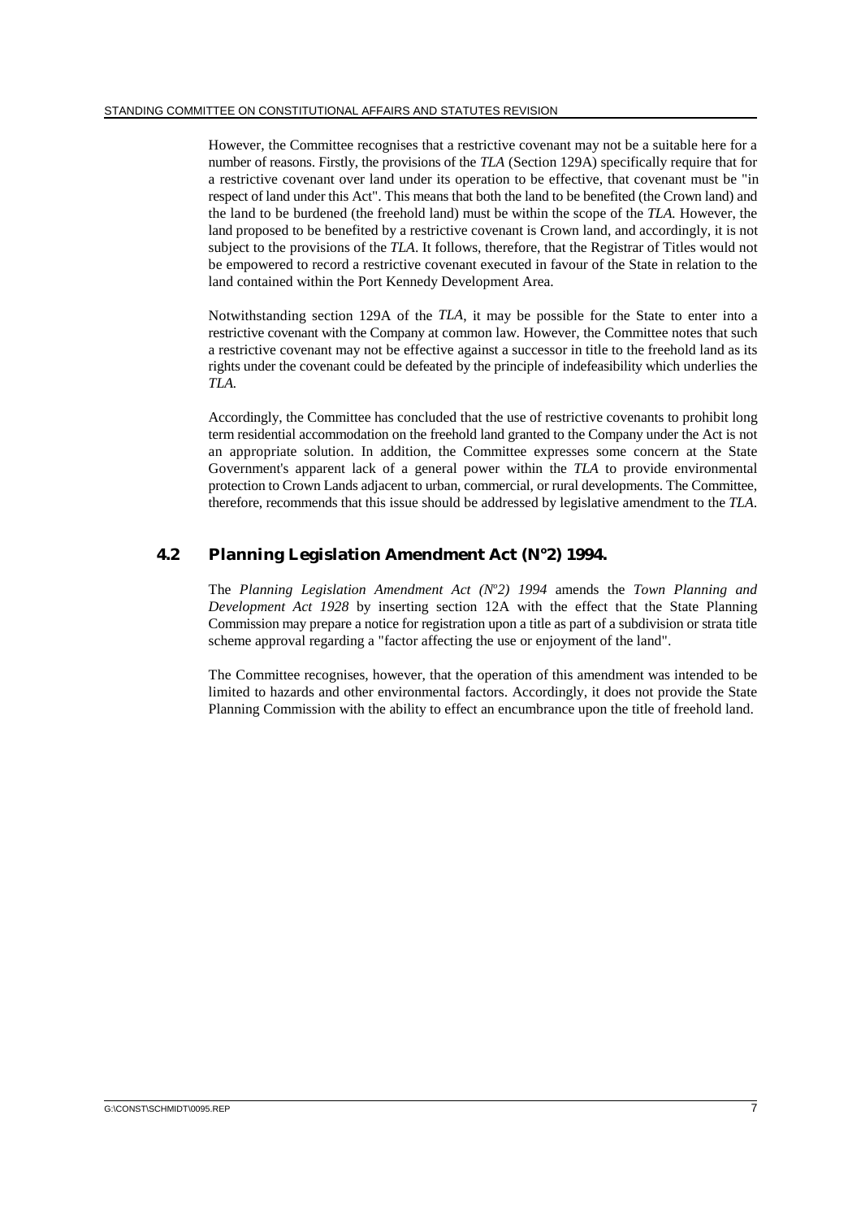However, the Committee recognises that a restrictive covenant may not be a suitable here for a number of reasons. Firstly, the provisions of the *TLA* (Section 129A) specifically require that for a restrictive covenant over land under its operation to be effective, that covenant must be "in respect of land under this Act". This means that both the land to be benefited (the Crown land) and the land to be burdened (the freehold land) must be within the scope of the *TLA.* However, the land proposed to be benefited by a restrictive covenant is Crown land, and accordingly, it is not subject to the provisions of the *TLA*. It follows, therefore, that the Registrar of Titles would not be empowered to record a restrictive covenant executed in favour of the State in relation to the land contained within the Port Kennedy Development Area.

Notwithstanding section 129A of the *TLA*, it may be possible for the State to enter into a restrictive covenant with the Company at common law. However, the Committee notes that such a restrictive covenant may not be effective against a successor in title to the freehold land as its rights under the covenant could be defeated by the principle of indefeasibility which underlies the *TLA.*

Accordingly, the Committee has concluded that the use of restrictive covenants to prohibit long term residential accommodation on the freehold land granted to the Company under the Act is not an appropriate solution. In addition, the Committee expresses some concern at the State Government's apparent lack of a general power within the *TLA* to provide environmental protection to Crown Lands adjacent to urban, commercial, or rural developments. The Committee, therefore, recommends that this issue should be addressed by legislative amendment to the *TLA*.

## 4.2 Planning Legislation Amendment Act (N°2) 1994.

The *Planning Legislation Amendment Act (N°2) 1994* amends the *Town Planning and Development Act 1928* by inserting section 12A with the effect that the State Planning Commission may prepare a notice for registration upon a title as part of a subdivision or strata title scheme approval regarding a "factor affecting the use or enjoyment of the land".

The Committee recognises, however, that the operation of this amendment was intended to be limited to hazards and other environmental factors. Accordingly, it does not provide the State Planning Commission with the ability to effect an encumbrance upon the title of freehold land.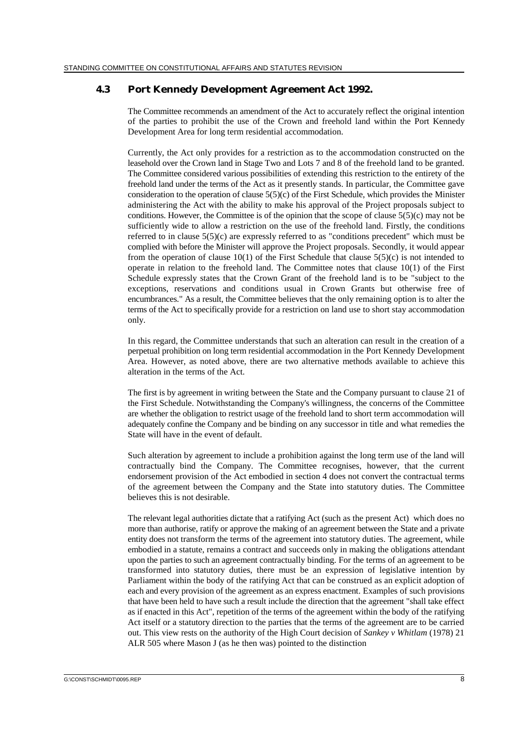## 4.3 Port Kennedy Development Agreement Act 1992.

The Committee recommends an amendment of the Act to accurately reflect the original intention of the parties to prohibit the use of the Crown and freehold land within the Port Kennedy Development Area for long term residential accommodation.

Currently, the Act only provides for a restriction as to the accommodation constructed on the leasehold over the Crown land in Stage Two and Lots 7 and 8 of the freehold land to be granted. The Committee considered various possibilities of extending this restriction to the entirety of the freehold land under the terms of the Act as it presently stands. In particular, the Committee gave consideration to the operation of clause 5(5)(c) of the First Schedule, which provides the Minister administering the Act with the ability to make his approval of the Project proposals subject to conditions. However, the Committee is of the opinion that the scope of clause 5(5)(c) may not be sufficiently wide to allow a restriction on the use of the freehold land. Firstly, the conditions referred to in clause 5(5)(c) are expressly referred to as "conditions precedent" which must be complied with before the Minister will approve the Project proposals. Secondly, it would appear from the operation of clause 10(1) of the First Schedule that clause 5(5)(c) is not intended to operate in relation to the freehold land. The Committee notes that clause 10(1) of the First Schedule expressly states that the Crown Grant of the freehold land is to be "subject to the exceptions, reservations and conditions usual in Crown Grants but otherwise free of encumbrances." As a result, the Committee believes that the only remaining option is to alter the terms of the Act to specifically provide for a restriction on land use to short stay accommodation only.

In this regard, the Committee understands that such an alteration can result in the creation of a perpetual prohibition on long term residential accommodation in the Port Kennedy Development Area. However, as noted above, there are two alternative methods available to achieve this alteration in the terms of the Act.

The first is by agreement in writing between the State and the Company pursuant to clause 21 of the First Schedule. Notwithstanding the Company's willingness, the concerns of the Committee are whether the obligation to restrict usage of the freehold land to short term accommodation will adequately confine the Company and be binding on any successor in title and what remedies the State will have in the event of default.

Such alteration by agreement to include a prohibition against the long term use of the land will contractually bind the Company. The Committee recognises, however, that the current endorsement provision of the Act embodied in section 4 does not convert the contractual terms of the agreement between the Company and the State into statutory duties. The Committee believes this is not desirable.

The relevant legal authorities dictate that a ratifying Act (such as the present Act) which does no more than authorise, ratify or approve the making of an agreement between the State and a private entity does not transform the terms of the agreement into statutory duties. The agreement, while embodied in a statute, remains a contract and succeeds only in making the obligations attendant upon the parties to such an agreement contractually binding. For the terms of an agreement to be transformed into statutory duties, there must be an expression of legislative intention by Parliament within the body of the ratifying Act that can be construed as an explicit adoption of each and every provision of the agreement as an express enactment. Examples of such provisions that have been held to have such a result include the direction that the agreement "shall take effect as if enacted in this Act", repetition of the terms of the agreement within the body of the ratifying Act itself or a statutory direction to the parties that the terms of the agreement are to be carried out. This view rests on the authority of the High Court decision of *Sankey v Whitlam* (1978) 21 ALR 505 where Mason J (as he then was) pointed to the distinction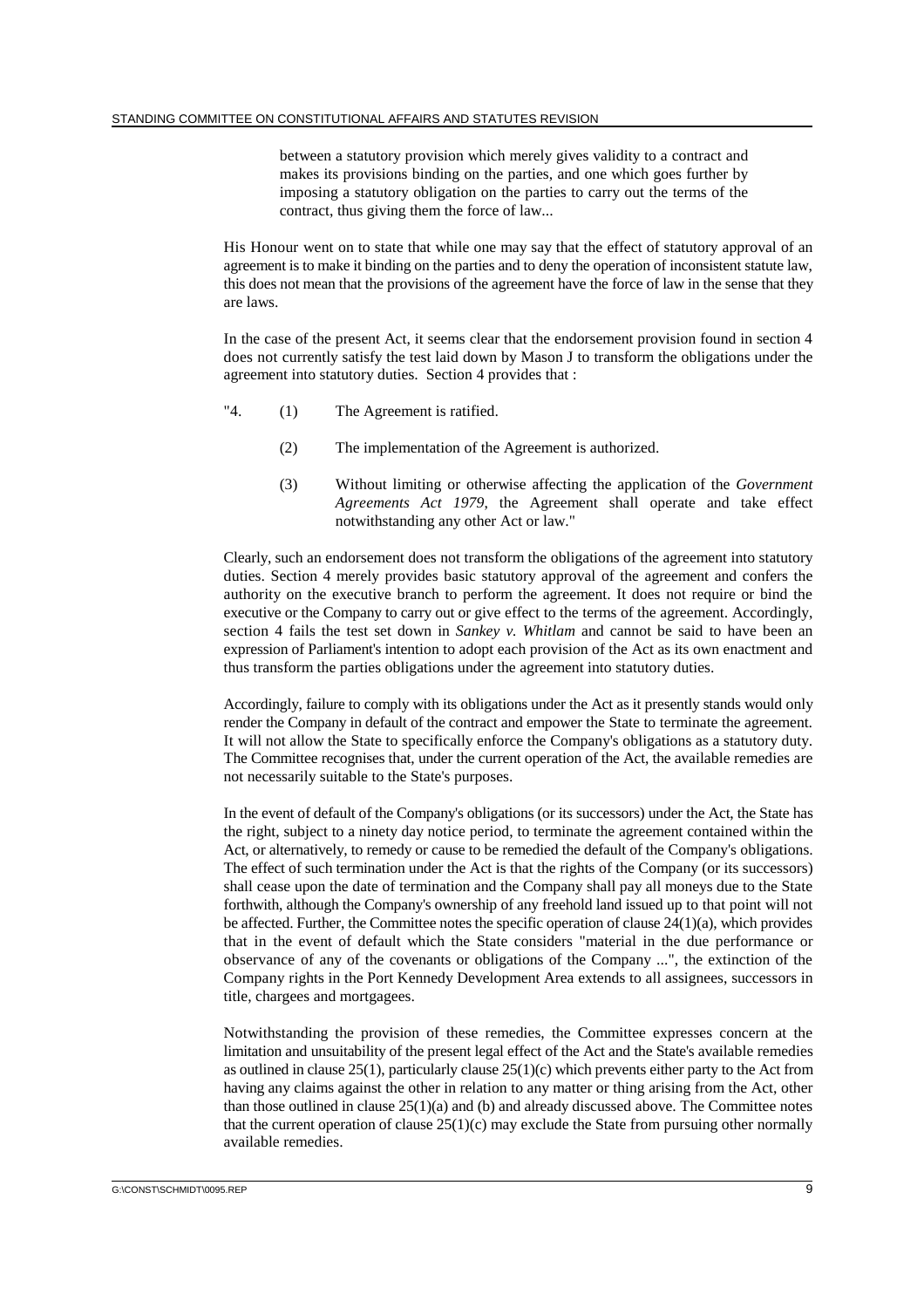> between a statutory provision which merely gives validity to a contract and makes its provisions binding on the parties, and one which goes further by imposing a statutory obligation on the parties to carry out the terms of the contract, thus giving them the force of law...

His Honour went on to state that while one may say that the effect of statutory approval of an agreement is to make it binding on the parties and to deny the operation of inconsistent statute law, this does not mean that the provisions of the agreement have the force of law in the sense that they are laws.

In the case of the present Act, it seems clear that the endorsement provision found in section 4 does not currently satisfy the test laid down by Mason J to transform the obligations under the agreement into statutory duties. Section 4 provides that :

> "4. (1) The Agreement is ratified.
>
> (2) The implementation of the Agreement is authorized.
>
> (3) Without limiting or otherwise affecting the application of the *Government Agreements Act 1979*, the Agreement shall operate and take effect notwithstanding any other Act or law."

Clearly, such an endorsement does not transform the obligations of the agreement into statutory duties. Section 4 merely provides basic statutory approval of the agreement and confers the authority on the executive branch to perform the agreement. It does not require or bind the executive or the Company to carry out or give effect to the terms of the agreement. Accordingly, section 4 fails the test set down in *Sankey v. Whitlam* and cannot be said to have been an expression of Parliament's intention to adopt each provision of the Act as its own enactment and thus transform the parties obligations under the agreement into statutory duties.

Accordingly, failure to comply with its obligations under the Act as it presently stands would only render the Company in default of the contract and empower the State to terminate the agreement. It will not allow the State to specifically enforce the Company's obligations as a statutory duty. The Committee recognises that, under the current operation of the Act, the available remedies are not necessarily suitable to the State's purposes.

In the event of default of the Company's obligations (or its successors) under the Act, the State has the right, subject to a ninety day notice period, to terminate the agreement contained within the Act, or alternatively, to remedy or cause to be remedied the default of the Company's obligations. The effect of such termination under the Act is that the rights of the Company (or its successors) shall cease upon the date of termination and the Company shall pay all moneys due to the State forthwith, although the Company's ownership of any freehold land issued up to that point will not be affected. Further, the Committee notes the specific operation of clause 24(1)(a), which provides that in the event of default which the State considers "material in the due performance or observance of any of the covenants or obligations of the Company ...", the extinction of the Company rights in the Port Kennedy Development Area extends to all assignees, successors in title, chargees and mortgagees.

Notwithstanding the provision of these remedies, the Committee expresses concern at the limitation and unsuitability of the present legal effect of the Act and the State's available remedies as outlined in clause 25(1), particularly clause 25(1)(c) which prevents either party to the Act from having any claims against the other in relation to any matter or thing arising from the Act, other than those outlined in clause 25(1)(a) and (b) and already discussed above. The Committee notes that the current operation of clause 25(1)(c) may exclude the State from pursuing other normally available remedies.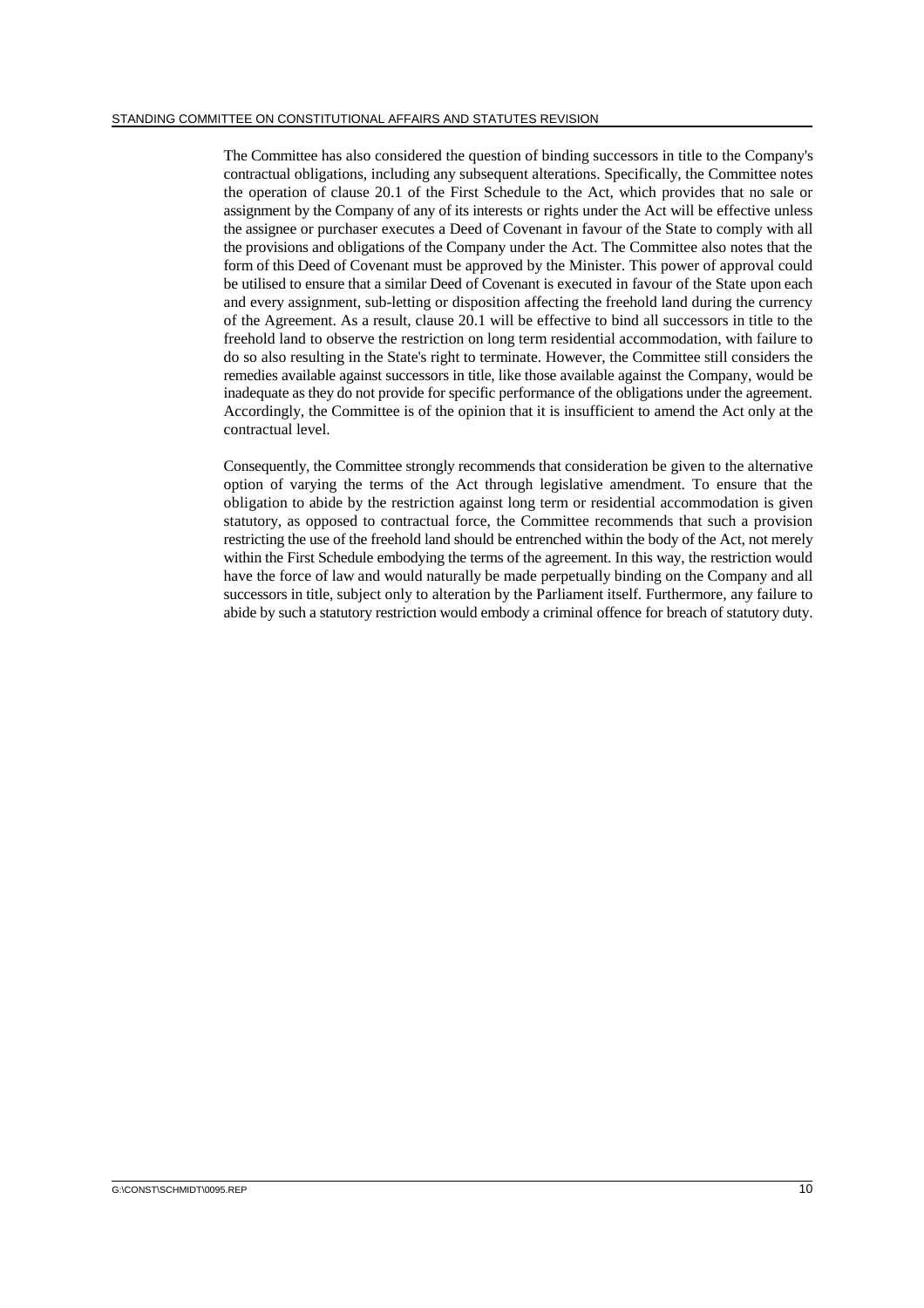The Committee has also considered the question of binding successors in title to the Company's contractual obligations, including any subsequent alterations. Specifically, the Committee notes the operation of clause 20.1 of the First Schedule to the Act, which provides that no sale or assignment by the Company of any of its interests or rights under the Act will be effective unless the assignee or purchaser executes a Deed of Covenant in favour of the State to comply with all the provisions and obligations of the Company under the Act. The Committee also notes that the form of this Deed of Covenant must be approved by the Minister. This power of approval could be utilised to ensure that a similar Deed of Covenant is executed in favour of the State upon each and every assignment, sub-letting or disposition affecting the freehold land during the currency of the Agreement. As a result, clause 20.1 will be effective to bind all successors in title to the freehold land to observe the restriction on long term residential accommodation, with failure to do so also resulting in the State's right to terminate. However, the Committee still considers the remedies available against successors in title, like those available against the Company, would be inadequate as they do not provide for specific performance of the obligations under the agreement. Accordingly, the Committee is of the opinion that it is insufficient to amend the Act only at the contractual level.

Consequently, the Committee strongly recommends that consideration be given to the alternative option of varying the terms of the Act through legislative amendment. To ensure that the obligation to abide by the restriction against long term or residential accommodation is given statutory, as opposed to contractual force, the Committee recommends that such a provision restricting the use of the freehold land should be entrenched within the body of the Act, not merely within the First Schedule embodying the terms of the agreement. In this way, the restriction would have the force of law and would naturally be made perpetually binding on the Company and all successors in title, subject only to alteration by the Parliament itself. Furthermore, any failure to abide by such a statutory restriction would embody a criminal offence for breach of statutory duty.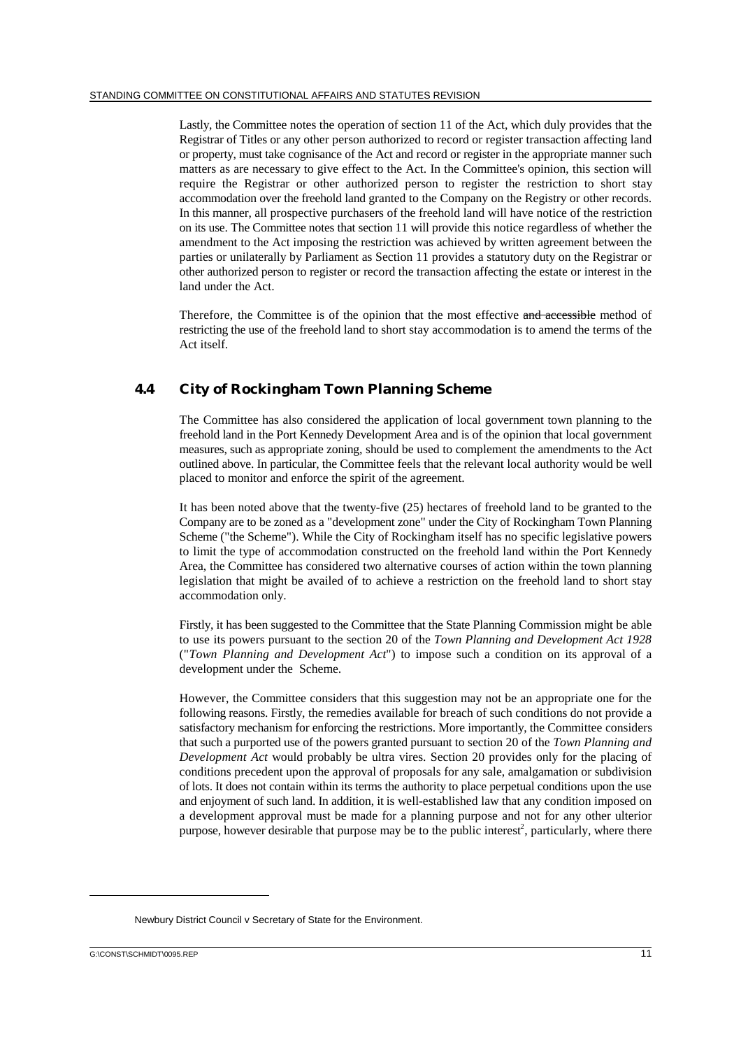Lastly, the Committee notes the operation of section 11 of the Act, which duly provides that the Registrar of Titles or any other person authorized to record or register transaction affecting land or property, must take cognisance of the Act and record or register in the appropriate manner such matters as are necessary to give effect to the Act. In the Committee's opinion, this section will require the Registrar or other authorized person to register the restriction to short stay accommodation over the freehold land granted to the Company on the Registry or other records. In this manner, all prospective purchasers of the freehold land will have notice of the restriction on its use. The Committee notes that section 11 will provide this notice regardless of whether the amendment to the Act imposing the restriction was achieved by written agreement between the parties or unilaterally by Parliament as Section 11 provides a statutory duty on the Registrar or other authorized person to register or record the transaction affecting the estate or interest in the land under the Act.

Therefore, the Committee is of the opinion that the most effective ~~and accessible~~ method of restricting the use of the freehold land to short stay accommodation is to amend the terms of the Act itself.

## 4.4 City of Rockingham Town Planning Scheme

The Committee has also considered the application of local government town planning to the freehold land in the Port Kennedy Development Area and is of the opinion that local government measures, such as appropriate zoning, should be used to complement the amendments to the Act outlined above. In particular, the Committee feels that the relevant local authority would be well placed to monitor and enforce the spirit of the agreement.

It has been noted above that the twenty-five (25) hectares of freehold land to be granted to the Company are to be zoned as a "development zone" under the City of Rockingham Town Planning Scheme ("the Scheme"). While the City of Rockingham itself has no specific legislative powers to limit the type of accommodation constructed on the freehold land within the Port Kennedy Area, the Committee has considered two alternative courses of action within the town planning legislation that might be availed of to achieve a restriction on the freehold land to short stay accommodation only.

Firstly, it has been suggested to the Committee that the State Planning Commission might be able to use its powers pursuant to the section 20 of the *Town Planning and Development Act 1928* ("*Town Planning and Development Act*") to impose such a condition on its approval of a development under the Scheme.

However, the Committee considers that this suggestion may not be an appropriate one for the following reasons. Firstly, the remedies available for breach of such conditions do not provide a satisfactory mechanism for enforcing the restrictions. More importantly, the Committee considers that such a purported use of the powers granted pursuant to section 20 of the *Town Planning and Development Act* would probably be ultra vires. Section 20 provides only for the placing of conditions precedent upon the approval of proposals for any sale, amalgamation or subdivision of lots. It does not contain within its terms the authority to place perpetual conditions upon the use and enjoyment of such land. In addition, it is well-established law that any condition imposed on a development approval must be made for a planning purpose and not for any other ulterior purpose, however desirable that purpose may be to the public interest[2], particularly, where there

---

[2] Newbury District Council v Secretary of State for the Environment.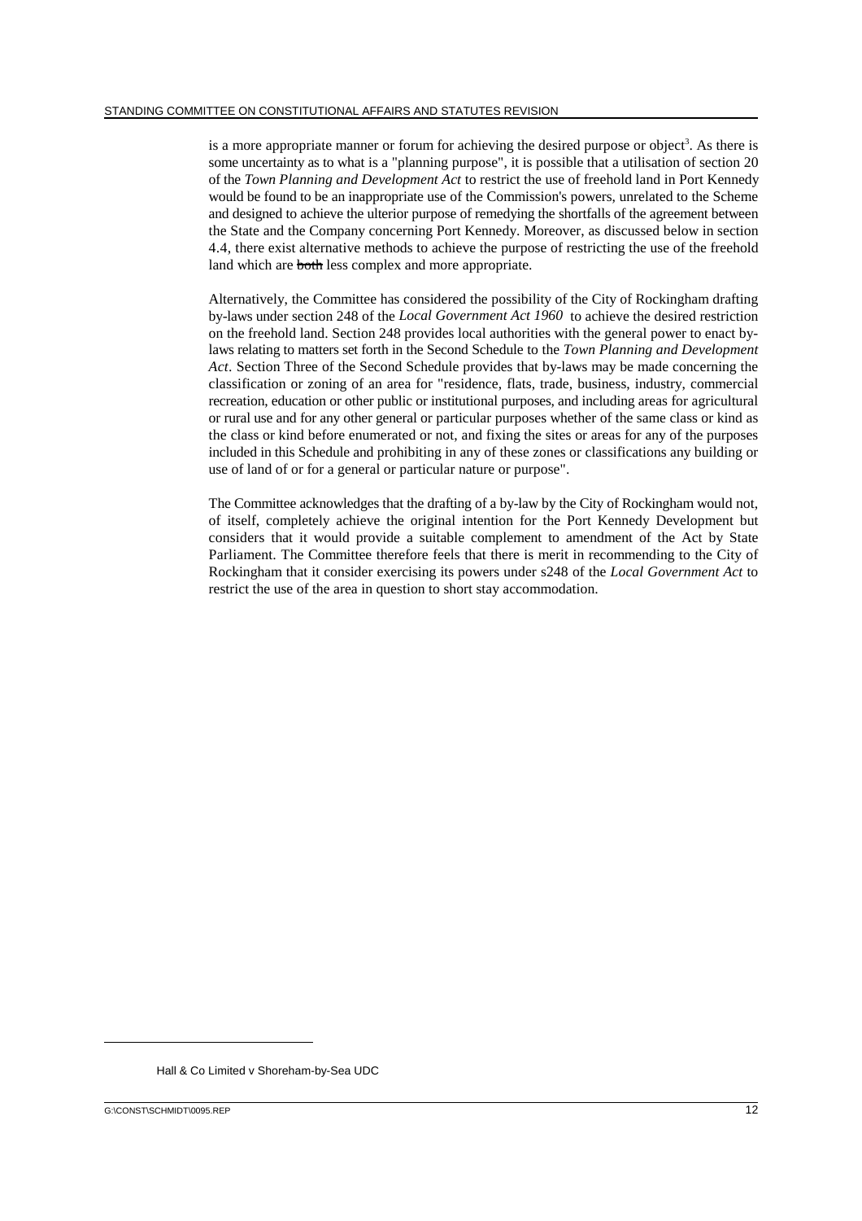is a more appropriate manner or forum for achieving the desired purpose or object[3]. As there is some uncertainty as to what is a "planning purpose", it is possible that a utilisation of section 20 of the *Town Planning and Development Act* to restrict the use of freehold land in Port Kennedy would be found to be an inappropriate use of the Commission's powers, unrelated to the Scheme and designed to achieve the ulterior purpose of remedying the shortfalls of the agreement between the State and the Company concerning Port Kennedy. Moreover, as discussed below in section 4.4, there exist alternative methods to achieve the purpose of restricting the use of the freehold land which are ~~both~~ less complex and more appropriate.

Alternatively, the Committee has considered the possibility of the City of Rockingham drafting by-laws under section 248 of the *Local Government Act 1960* to achieve the desired restriction on the freehold land. Section 248 provides local authorities with the general power to enact by-laws relating to matters set forth in the Second Schedule to the *Town Planning and Development Act*. Section Three of the Second Schedule provides that by-laws may be made concerning the classification or zoning of an area for "residence, flats, trade, business, industry, commercial recreation, education or other public or institutional purposes, and including areas for agricultural or rural use and for any other general or particular purposes whether of the same class or kind as the class or kind before enumerated or not, and fixing the sites or areas for any of the purposes included in this Schedule and prohibiting in any of these zones or classifications any building or use of land of or for a general or particular nature or purpose".

The Committee acknowledges that the drafting of a by-law by the City of Rockingham would not, of itself, completely achieve the original intention for the Port Kennedy Development but considers that it would provide a suitable complement to amendment of the Act by State Parliament. The Committee therefore feels that there is merit in recommending to the City of Rockingham that it consider exercising its powers under s248 of the *Local Government Act* to restrict the use of the area in question to short stay accommodation.

---

[3] Hall & Co Limited v Shoreham-by-Sea UDC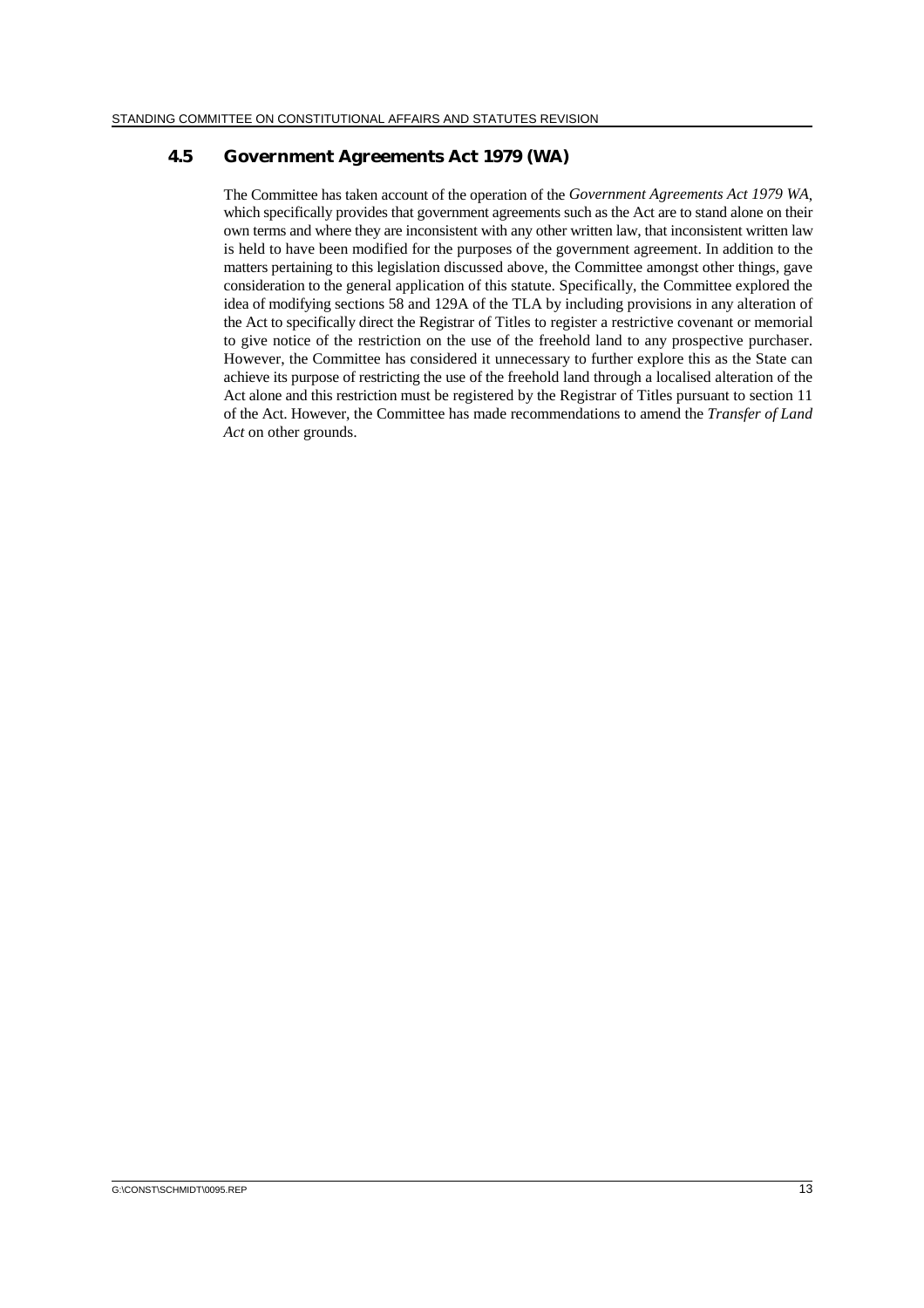## 4.5 Government Agreements Act 1979 (WA)

The Committee has taken account of the operation of the *Government Agreements Act 1979 WA*, which specifically provides that government agreements such as the Act are to stand alone on their own terms and where they are inconsistent with any other written law, that inconsistent written law is held to have been modified for the purposes of the government agreement. In addition to the matters pertaining to this legislation discussed above, the Committee amongst other things, gave consideration to the general application of this statute. Specifically, the Committee explored the idea of modifying sections 58 and 129A of the TLA by including provisions in any alteration of the Act to specifically direct the Registrar of Titles to register a restrictive covenant or memorial to give notice of the restriction on the use of the freehold land to any prospective purchaser. However, the Committee has considered it unnecessary to further explore this as the State can achieve its purpose of restricting the use of the freehold land through a localised alteration of the Act alone and this restriction must be registered by the Registrar of Titles pursuant to section 11 of the Act. However, the Committee has made recommendations to amend the *Transfer of Land Act* on other grounds.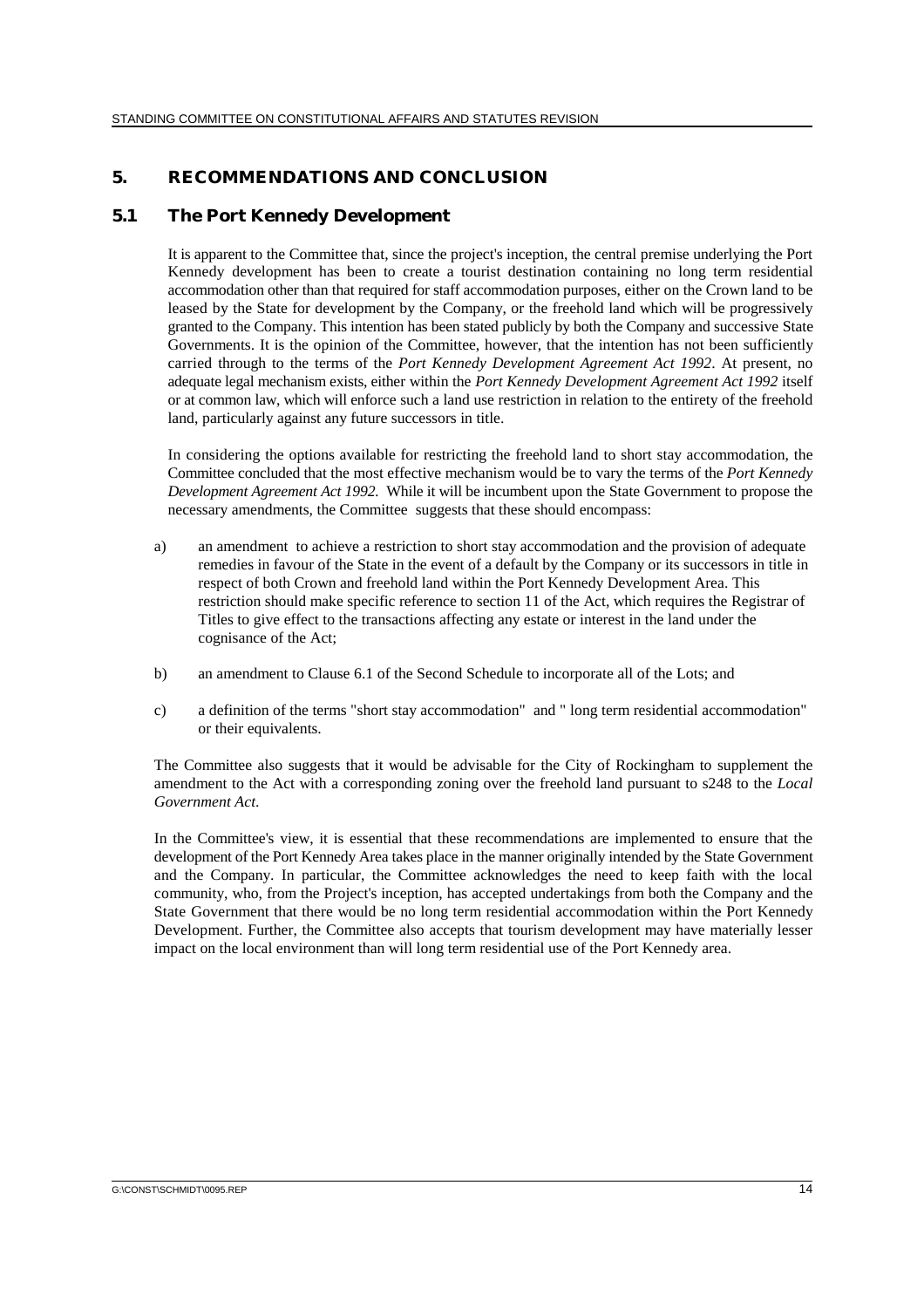## 5. RECOMMENDATIONS AND CONCLUSION

### 5.1 The Port Kennedy Development

It is apparent to the Committee that, since the project's inception, the central premise underlying the Port Kennedy development has been to create a tourist destination containing no long term residential accommodation other than that required for staff accommodation purposes, either on the Crown land to be leased by the State for development by the Company, or the freehold land which will be progressively granted to the Company. This intention has been stated publicly by both the Company and successive State Governments. It is the opinion of the Committee, however, that the intention has not been sufficiently carried through to the terms of the *Port Kennedy Development Agreement Act 1992*. At present, no adequate legal mechanism exists, either within the *Port Kennedy Development Agreement Act 1992* itself or at common law, which will enforce such a land use restriction in relation to the entirety of the freehold land, particularly against any future successors in title.

In considering the options available for restricting the freehold land to short stay accommodation, the Committee concluded that the most effective mechanism would be to vary the terms of the *Port Kennedy Development Agreement Act 1992.* While it will be incumbent upon the State Government to propose the necessary amendments, the Committee suggests that these should encompass:

a) an amendment to achieve a restriction to short stay accommodation and the provision of adequate remedies in favour of the State in the event of a default by the Company or its successors in title in respect of both Crown and freehold land within the Port Kennedy Development Area. This restriction should make specific reference to section 11 of the Act, which requires the Registrar of Titles to give effect to the transactions affecting any estate or interest in the land under the cognisance of the Act;

b) an amendment to Clause 6.1 of the Second Schedule to incorporate all of the Lots; and

c) a definition of the terms "short stay accommodation" and " long term residential accommodation" or their equivalents.

The Committee also suggests that it would be advisable for the City of Rockingham to supplement the amendment to the Act with a corresponding zoning over the freehold land pursuant to s248 to the *Local Government Act*.

In the Committee's view, it is essential that these recommendations are implemented to ensure that the development of the Port Kennedy Area takes place in the manner originally intended by the State Government and the Company. In particular, the Committee acknowledges the need to keep faith with the local community, who, from the Project's inception, has accepted undertakings from both the Company and the State Government that there would be no long term residential accommodation within the Port Kennedy Development. Further, the Committee also accepts that tourism development may have materially lesser impact on the local environment than will long term residential use of the Port Kennedy area.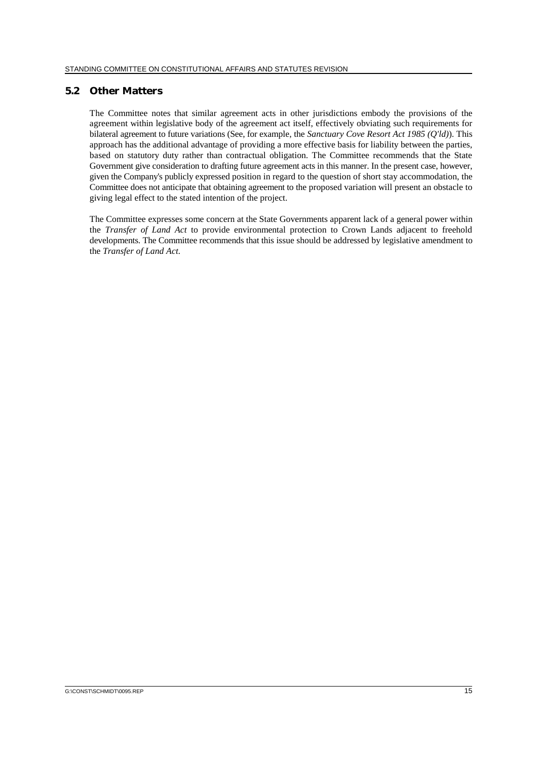## 5.2 Other Matters

The Committee notes that similar agreement acts in other jurisdictions embody the provisions of the agreement within legislative body of the agreement act itself, effectively obviating such requirements for bilateral agreement to future variations (See, for example, the *Sanctuary Cove Resort Act 1985 (Q'ld)*). This approach has the additional advantage of providing a more effective basis for liability between the parties, based on statutory duty rather than contractual obligation. The Committee recommends that the State Government give consideration to drafting future agreement acts in this manner. In the present case, however, given the Company's publicly expressed position in regard to the question of short stay accommodation, the Committee does not anticipate that obtaining agreement to the proposed variation will present an obstacle to giving legal effect to the stated intention of the project.

The Committee expresses some concern at the State Governments apparent lack of a general power within the *Transfer of Land Act* to provide environmental protection to Crown Lands adjacent to freehold developments. The Committee recommends that this issue should be addressed by legislative amendment to the *Transfer of Land Act.*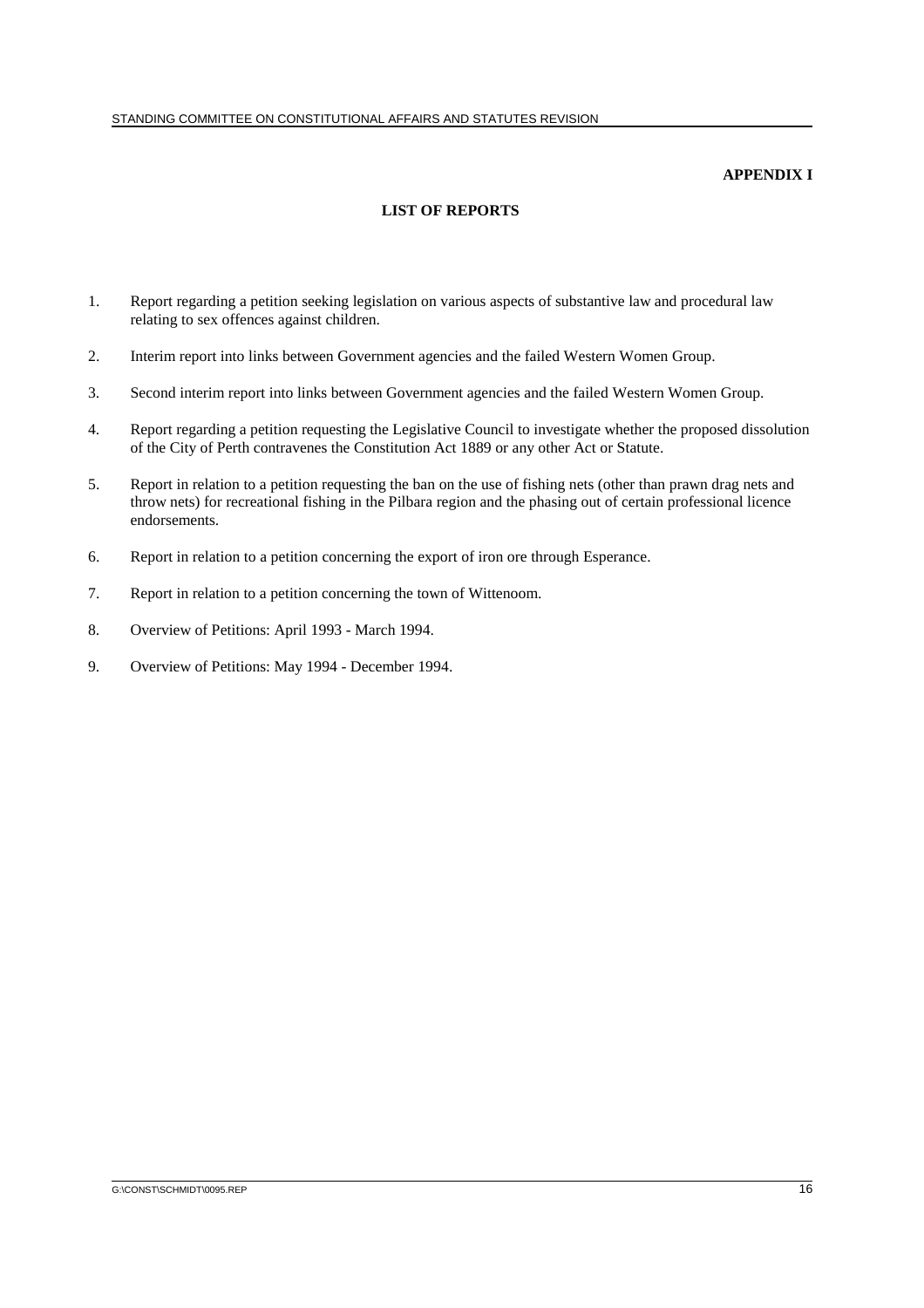**APPENDIX I**

**LIST OF REPORTS**

1. Report regarding a petition seeking legislation on various aspects of substantive law and procedural law relating to sex offences against children.

2. Interim report into links between Government agencies and the failed Western Women Group.

3. Second interim report into links between Government agencies and the failed Western Women Group.

4. Report regarding a petition requesting the Legislative Council to investigate whether the proposed dissolution of the City of Perth contravenes the Constitution Act 1889 or any other Act or Statute.

5. Report in relation to a petition requesting the ban on the use of fishing nets (other than prawn drag nets and throw nets) for recreational fishing in the Pilbara region and the phasing out of certain professional licence endorsements.

6. Report in relation to a petition concerning the export of iron ore through Esperance.

7. Report in relation to a petition concerning the town of Wittenoom.

8. Overview of Petitions: April 1993 - March 1994.

9. Overview of Petitions: May 1994 - December 1994.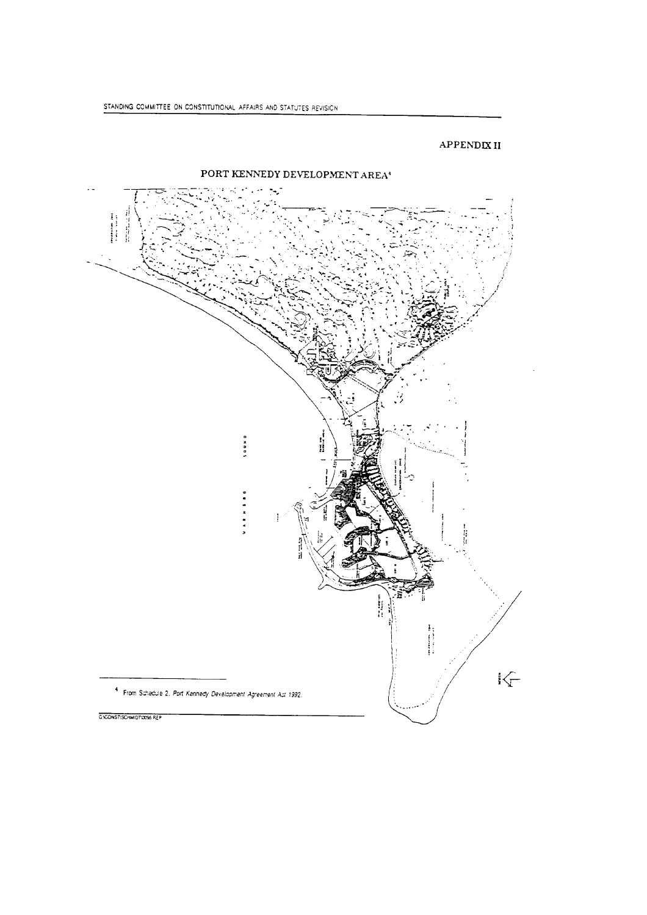APPENDIX II

## PORT KENNEDY DEVELOPMENT AREA[4]

WARNBRO SOUND

NORTH

[4] From Schedule 2, *Port Kennedy Development Agreement Act 1992*.